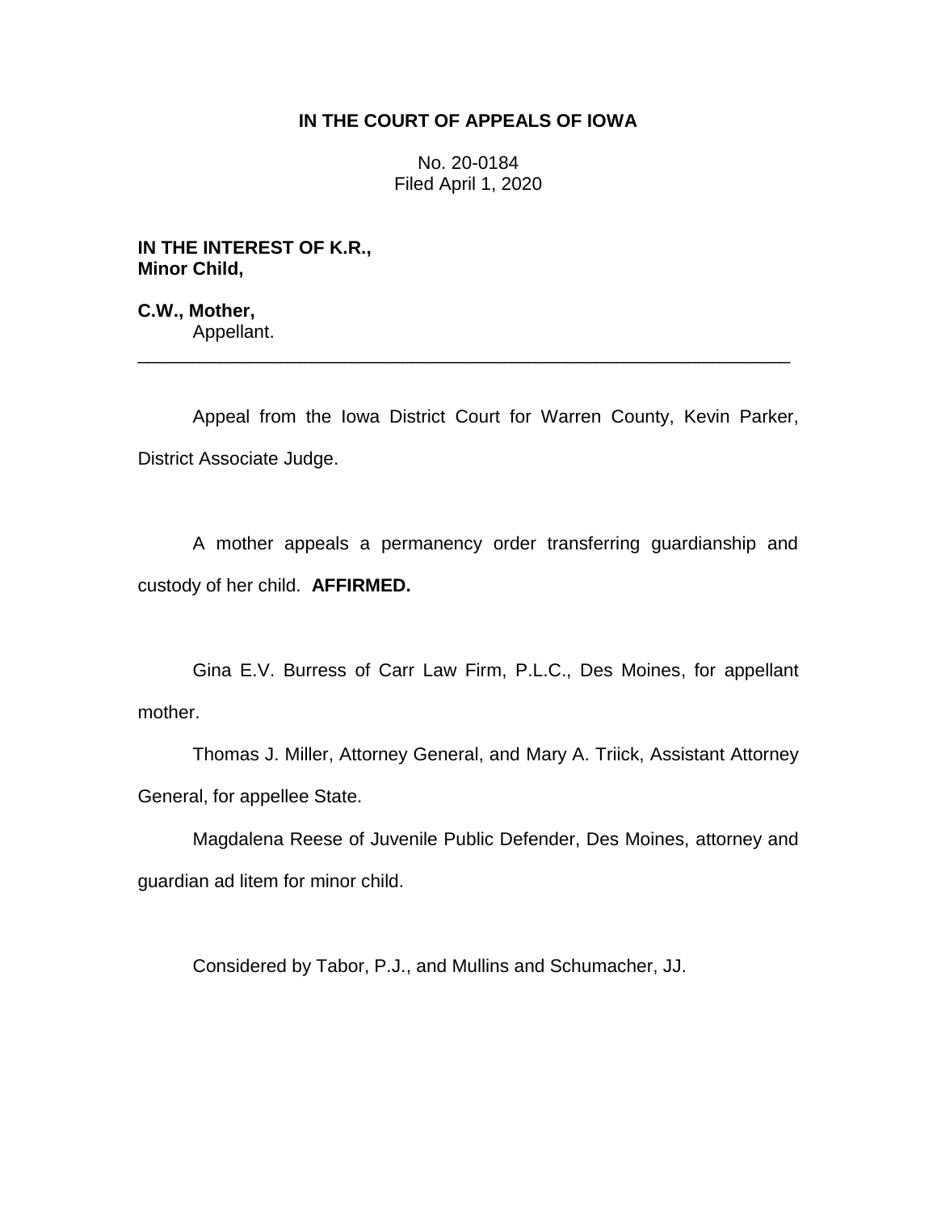**IN THE COURT OF APPEALS OF IOWA**

No. 20-0184
Filed April 1, 2020

**IN THE INTEREST OF K.R.,**
**Minor Child,**

**C.W., Mother,**
Appellant.

---

Appeal from the Iowa District Court for Warren County, Kevin Parker, District Associate Judge.

A mother appeals a permanency order transferring guardianship and custody of her child. **AFFIRMED.**

Gina E.V. Burress of Carr Law Firm, P.L.C., Des Moines, for appellant mother.

Thomas J. Miller, Attorney General, and Mary A. Triick, Assistant Attorney General, for appellee State.

Magdalena Reese of Juvenile Public Defender, Des Moines, attorney and guardian ad litem for minor child.

Considered by Tabor, P.J., and Mullins and Schumacher, JJ.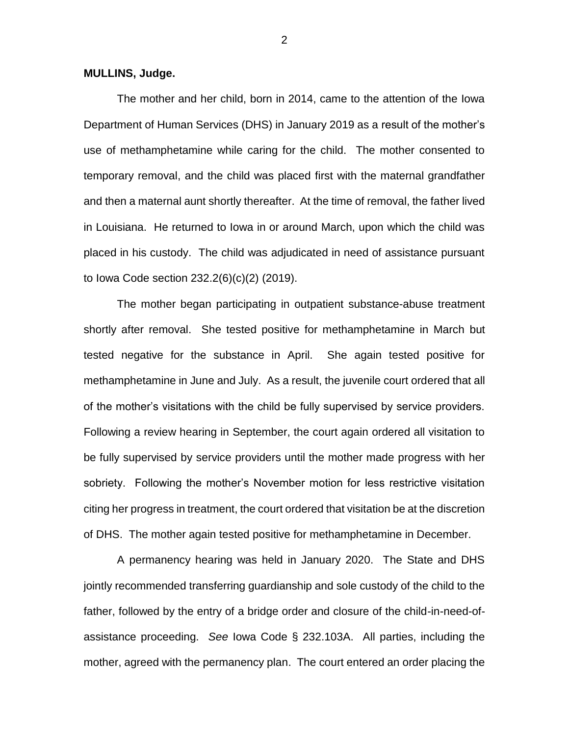**MULLINS, Judge.**

The mother and her child, born in 2014, came to the attention of the Iowa Department of Human Services (DHS) in January 2019 as a result of the mother's use of methamphetamine while caring for the child. The mother consented to temporary removal, and the child was placed first with the maternal grandfather and then a maternal aunt shortly thereafter. At the time of removal, the father lived in Louisiana. He returned to Iowa in or around March, upon which the child was placed in his custody. The child was adjudicated in need of assistance pursuant to Iowa Code section 232.2(6)(c)(2) (2019).

The mother began participating in outpatient substance-abuse treatment shortly after removal. She tested positive for methamphetamine in March but tested negative for the substance in April. She again tested positive for methamphetamine in June and July. As a result, the juvenile court ordered that all of the mother's visitations with the child be fully supervised by service providers. Following a review hearing in September, the court again ordered all visitation to be fully supervised by service providers until the mother made progress with her sobriety. Following the mother's November motion for less restrictive visitation citing her progress in treatment, the court ordered that visitation be at the discretion of DHS. The mother again tested positive for methamphetamine in December.

A permanency hearing was held in January 2020. The State and DHS jointly recommended transferring guardianship and sole custody of the child to the father, followed by the entry of a bridge order and closure of the child-in-need-of-assistance proceeding. *See* Iowa Code § 232.103A. All parties, including the mother, agreed with the permanency plan. The court entered an order placing the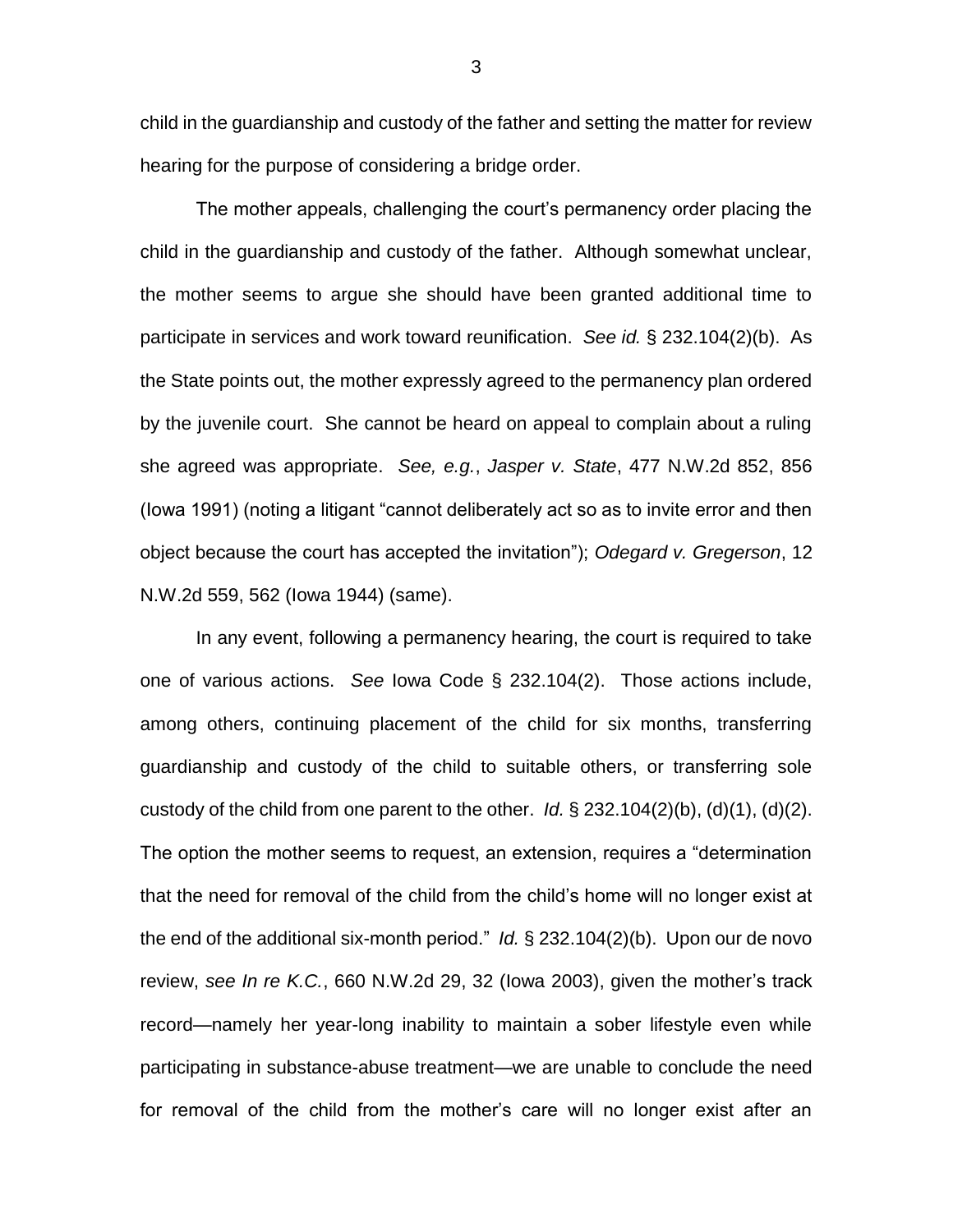child in the guardianship and custody of the father and setting the matter for review hearing for the purpose of considering a bridge order.

The mother appeals, challenging the court's permanency order placing the child in the guardianship and custody of the father. Although somewhat unclear, the mother seems to argue she should have been granted additional time to participate in services and work toward reunification. *See id.* § 232.104(2)(b). As the State points out, the mother expressly agreed to the permanency plan ordered by the juvenile court. She cannot be heard on appeal to complain about a ruling she agreed was appropriate. *See, e.g.*, *Jasper v. State*, 477 N.W.2d 852, 856 (Iowa 1991) (noting a litigant "cannot deliberately act so as to invite error and then object because the court has accepted the invitation"); *Odegard v. Gregerson*, 12 N.W.2d 559, 562 (Iowa 1944) (same).

In any event, following a permanency hearing, the court is required to take one of various actions. *See* Iowa Code § 232.104(2). Those actions include, among others, continuing placement of the child for six months, transferring guardianship and custody of the child to suitable others, or transferring sole custody of the child from one parent to the other. *Id.* § 232.104(2)(b), (d)(1), (d)(2). The option the mother seems to request, an extension, requires a "determination that the need for removal of the child from the child's home will no longer exist at the end of the additional six-month period." *Id.* § 232.104(2)(b). Upon our de novo review, *see In re K.C.*, 660 N.W.2d 29, 32 (Iowa 2003), given the mother's track record—namely her year-long inability to maintain a sober lifestyle even while participating in substance-abuse treatment—we are unable to conclude the need for removal of the child from the mother's care will no longer exist after an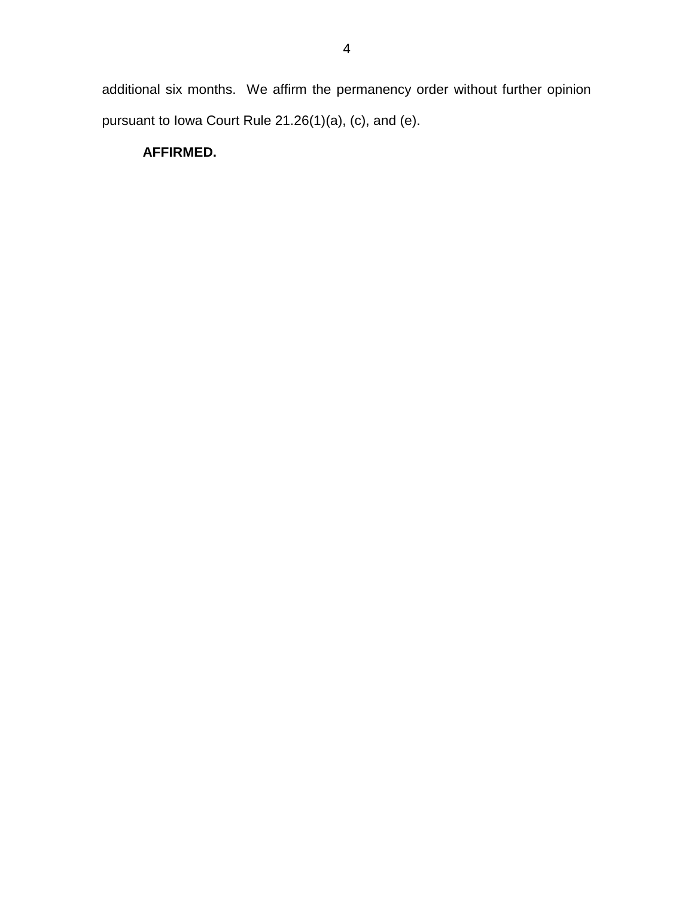additional six months. We affirm the permanency order without further opinion pursuant to Iowa Court Rule 21.26(1)(a), (c), and (e).

**AFFIRMED.**